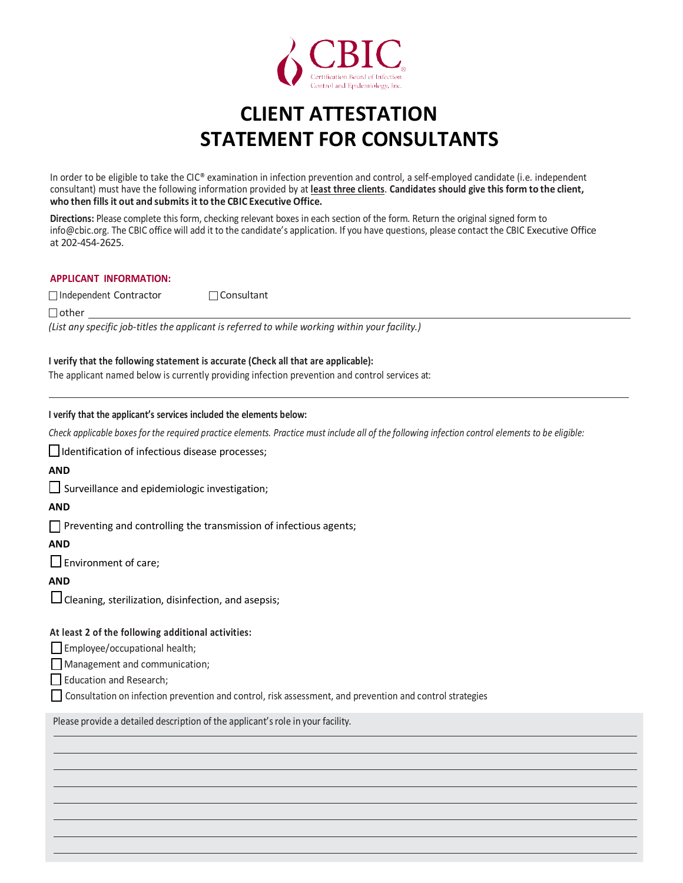CBIC

Certification Board of Infection Control and Epidemiology, Inc.

# CLIENT ATTESTATION STATEMENT FOR CONSULTANTS

In order to be eligible to take the CIC® examination in infection prevention and control, a self-employed candidate (i.e. independent consultant) must have the following information provided by at **least three clients**. **Candidates should give this form to the client, who then fills it out and submits it to the CBIC Executive Office.**

**Directions:** Please complete this form, checking relevant boxes in each section of the form. Return the original signed form to info@cbic.org. The CBIC office will add it to the candidate's application. If you have questions, please contact the CBIC Executive Office at 202-454-2625.

## APPLICANT INFORMATION:

☐ Independent Contractor ☐ Consultant

☐ other ______________________________

*(List any specific job-titles the applicant is referred to while working within your facility.)*

**I verify that the following statement is accurate (Check all that are applicable):**

The applicant named below is currently providing infection prevention and control services at:

______________________________

**I verify that the applicant's services included the elements below:**

*Check applicable boxes for the required practice elements. Practice must include all of the following infection control elements to be eligible:*

☐ Identification of infectious disease processes;

**AND**

☐ Surveillance and epidemiologic investigation;

**AND**

☐ Preventing and controlling the transmission of infectious agents;

**AND**

☐ Environment of care;

**AND**

☐ Cleaning, sterilization, disinfection, and asepsis;

**At least 2 of the following additional activities:**

☐ Employee/occupational health;

☐ Management and communication;

☐ Education and Research;

☐ Consultation on infection prevention and control, risk assessment, and prevention and control strategies

Please provide a detailed description of the applicant's role in your facility.

______________________________

______________________________

______________________________

______________________________

______________________________

______________________________

______________________________

______________________________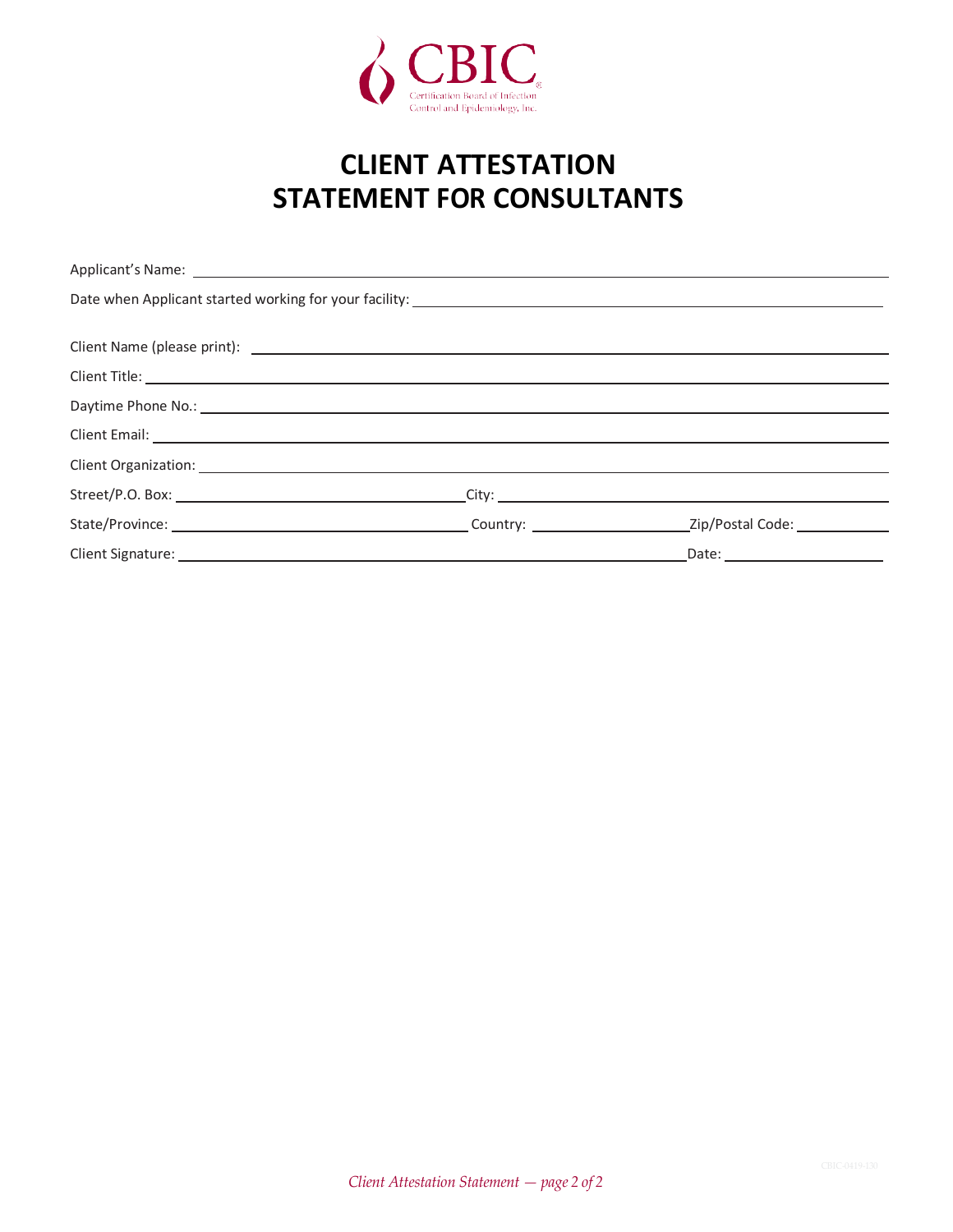# CLIENT ATTESTATION STATEMENT FOR CONSULTANTS

Applicant's Name: ______________________________

Date when Applicant started working for your facility: ______________________________

Client Name (please print): ______________________________

Client Title: ______________________________

Daytime Phone No.: ______________________________

Client Email: ______________________________

Client Organization: ______________________________

Street/P.O. Box: ______________________________ City: ______________________________

State/Province: ______________________________ Country: ______________ Zip/Postal Code: __________

Client Signature: ______________________________ Date: ______________

CBIC-0419-130